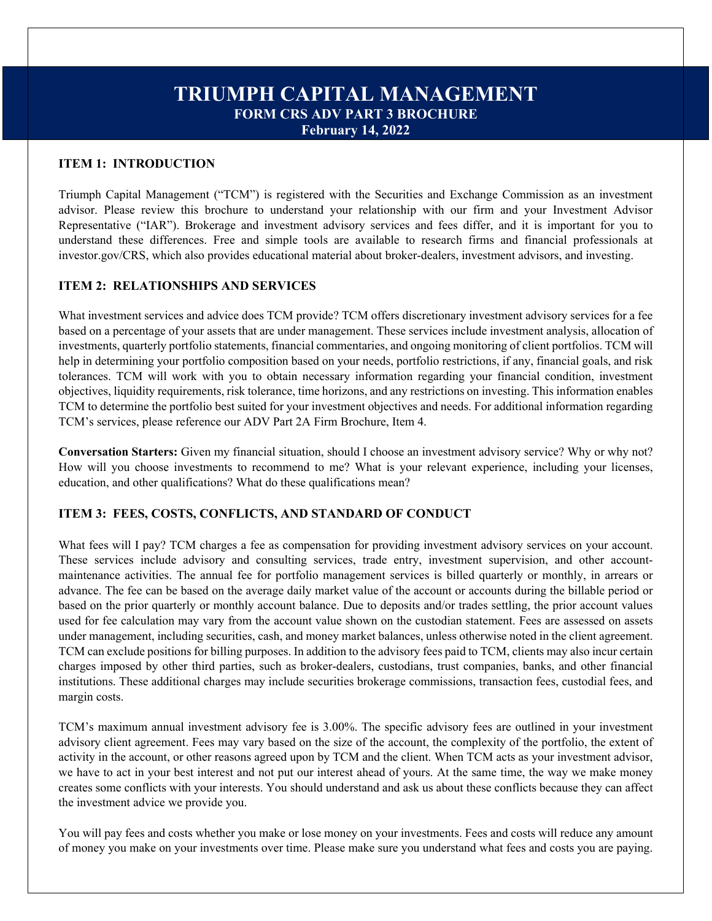# TRIUMPH CAPITAL MANAGEMENT

## FORM CRS ADV PART 3 BROCHURE

**February 14, 2022**

### ITEM 1: INTRODUCTION

Triumph Capital Management ("TCM") is registered with the Securities and Exchange Commission as an investment advisor. Please review this brochure to understand your relationship with our firm and your Investment Advisor Representative ("IAR"). Brokerage and investment advisory services and fees differ, and it is important for you to understand these differences. Free and simple tools are available to research firms and financial professionals at investor.gov/CRS, which also provides educational material about broker-dealers, investment advisors, and investing.

### ITEM 2: RELATIONSHIPS AND SERVICES

What investment services and advice does TCM provide? TCM offers discretionary investment advisory services for a fee based on a percentage of your assets that are under management. These services include investment analysis, allocation of investments, quarterly portfolio statements, financial commentaries, and ongoing monitoring of client portfolios. TCM will help in determining your portfolio composition based on your needs, portfolio restrictions, if any, financial goals, and risk tolerances. TCM will work with you to obtain necessary information regarding your financial condition, investment objectives, liquidity requirements, risk tolerance, time horizons, and any restrictions on investing. This information enables TCM to determine the portfolio best suited for your investment objectives and needs. For additional information regarding TCM's services, please reference our ADV Part 2A Firm Brochure, Item 4.

**Conversation Starters:** Given my financial situation, should I choose an investment advisory service? Why or why not? How will you choose investments to recommend to me? What is your relevant experience, including your licenses, education, and other qualifications? What do these qualifications mean?

### ITEM 3: FEES, COSTS, CONFLICTS, AND STANDARD OF CONDUCT

What fees will I pay? TCM charges a fee as compensation for providing investment advisory services on your account. These services include advisory and consulting services, trade entry, investment supervision, and other account-maintenance activities. The annual fee for portfolio management services is billed quarterly or monthly, in arrears or advance. The fee can be based on the average daily market value of the account or accounts during the billable period or based on the prior quarterly or monthly account balance. Due to deposits and/or trades settling, the prior account values used for fee calculation may vary from the account value shown on the custodian statement. Fees are assessed on assets under management, including securities, cash, and money market balances, unless otherwise noted in the client agreement. TCM can exclude positions for billing purposes. In addition to the advisory fees paid to TCM, clients may also incur certain charges imposed by other third parties, such as broker-dealers, custodians, trust companies, banks, and other financial institutions. These additional charges may include securities brokerage commissions, transaction fees, custodial fees, and margin costs.

TCM's maximum annual investment advisory fee is 3.00%. The specific advisory fees are outlined in your investment advisory client agreement. Fees may vary based on the size of the account, the complexity of the portfolio, the extent of activity in the account, or other reasons agreed upon by TCM and the client. When TCM acts as your investment advisor, we have to act in your best interest and not put our interest ahead of yours. At the same time, the way we make money creates some conflicts with your interests. You should understand and ask us about these conflicts because they can affect the investment advice we provide you.

You will pay fees and costs whether you make or lose money on your investments. Fees and costs will reduce any amount of money you make on your investments over time. Please make sure you understand what fees and costs you are paying.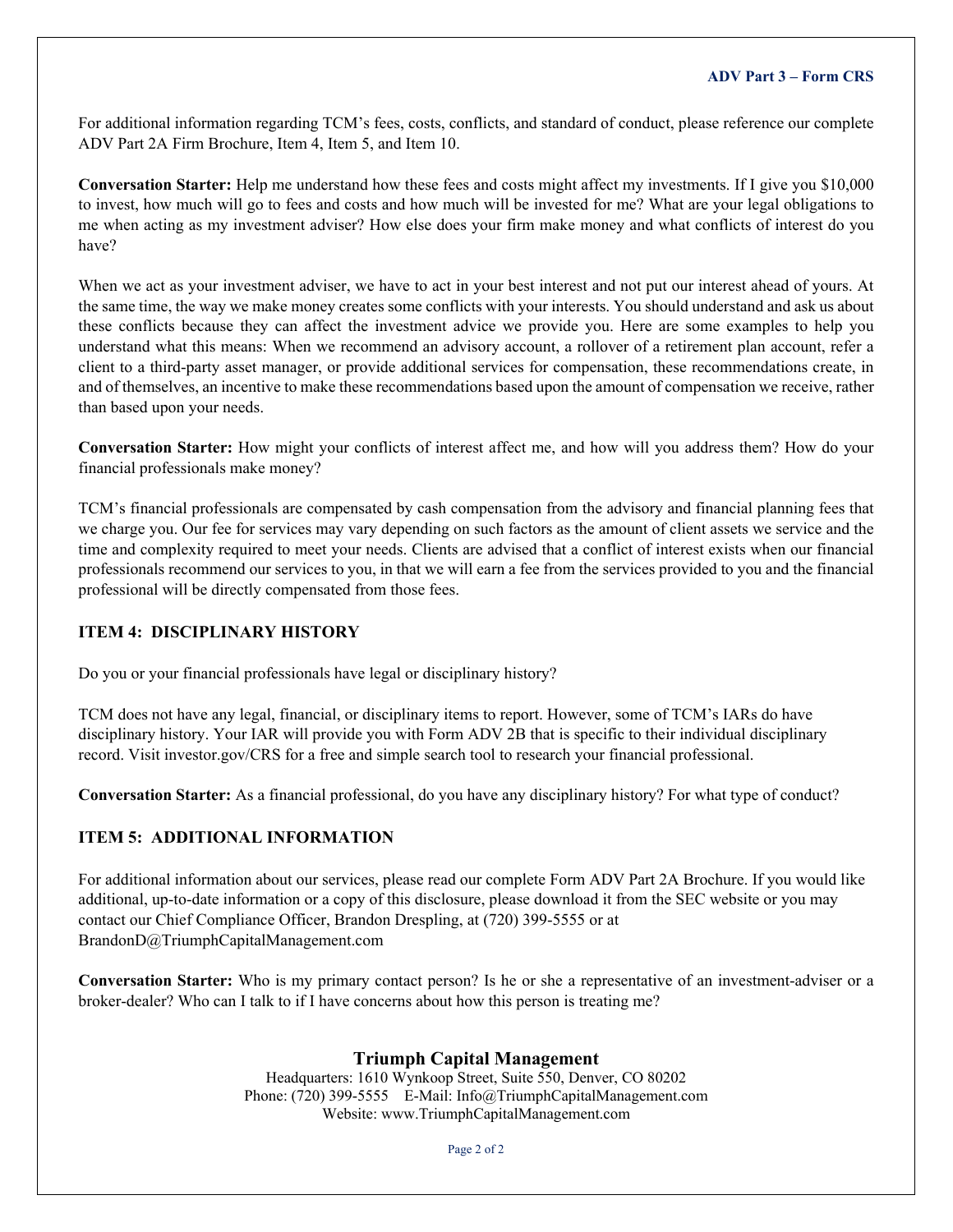For additional information regarding TCM's fees, costs, conflicts, and standard of conduct, please reference our complete ADV Part 2A Firm Brochure, Item 4, Item 5, and Item 10.

**Conversation Starter:** Help me understand how these fees and costs might affect my investments. If I give you $10,000 to invest, how much will go to fees and costs and how much will be invested for me? What are your legal obligations to me when acting as my investment adviser? How else does your firm make money and what conflicts of interest do you have?

When we act as your investment adviser, we have to act in your best interest and not put our interest ahead of yours. At the same time, the way we make money creates some conflicts with your interests. You should understand and ask us about these conflicts because they can affect the investment advice we provide you. Here are some examples to help you understand what this means: When we recommend an advisory account, a rollover of a retirement plan account, refer a client to a third-party asset manager, or provide additional services for compensation, these recommendations create, in and of themselves, an incentive to make these recommendations based upon the amount of compensation we receive, rather than based upon your needs.

**Conversation Starter:** How might your conflicts of interest affect me, and how will you address them? How do your financial professionals make money?

TCM's financial professionals are compensated by cash compensation from the advisory and financial planning fees that we charge you. Our fee for services may vary depending on such factors as the amount of client assets we service and the time and complexity required to meet your needs. Clients are advised that a conflict of interest exists when our financial professionals recommend our services to you, in that we will earn a fee from the services provided to you and the financial professional will be directly compensated from those fees.

## ITEM 4: DISCIPLINARY HISTORY

Do you or your financial professionals have legal or disciplinary history?

TCM does not have any legal, financial, or disciplinary items to report. However, some of TCM's IARs do have disciplinary history. Your IAR will provide you with Form ADV 2B that is specific to their individual disciplinary record. Visit investor.gov/CRS for a free and simple search tool to research your financial professional.

**Conversation Starter:** As a financial professional, do you have any disciplinary history? For what type of conduct?

## ITEM 5: ADDITIONAL INFORMATION

For additional information about our services, please read our complete Form ADV Part 2A Brochure. If you would like additional, up-to-date information or a copy of this disclosure, please download it from the SEC website or you may contact our Chief Compliance Officer, Brandon Drespling, at (720) 399-5555 or at BrandonD@TriumphCapitalManagement.com

**Conversation Starter:** Who is my primary contact person? Is he or she a representative of an investment-adviser or a broker-dealer? Who can I talk to if I have concerns about how this person is treating me?

**Triumph Capital Management**
Headquarters: 1610 Wynkoop Street, Suite 550, Denver, CO 80202
Phone: (720) 399-5555 E-Mail: Info@TriumphCapitalManagement.com
Website: www.TriumphCapitalManagement.com